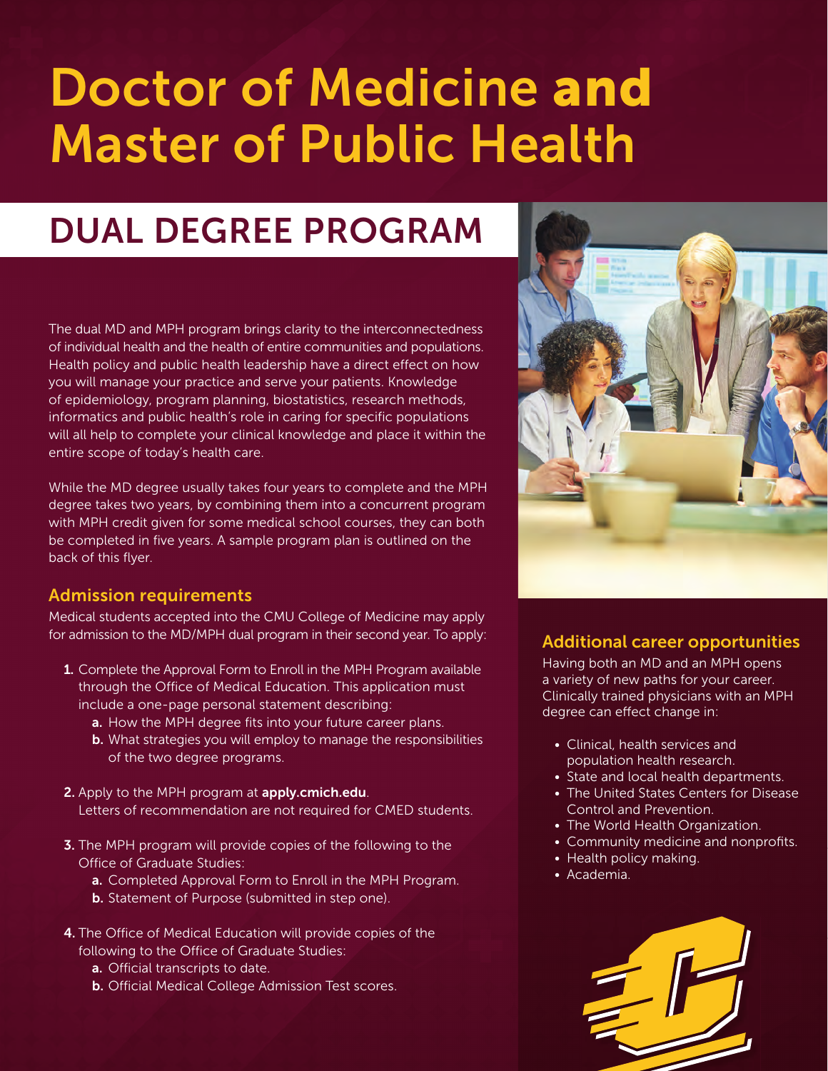# Doctor of Medicine and Master of Public Health

## DUAL DEGREE PROGRAM

The dual MD and MPH program brings clarity to the interconnectedness of individual health and the health of entire communities and populations. Health policy and public health leadership have a direct effect on how you will manage your practice and serve your patients. Knowledge of epidemiology, program planning, biostatistics, research methods, informatics and public health's role in caring for specific populations will all help to complete your clinical knowledge and place it within the entire scope of today's health care.

While the MD degree usually takes four years to complete and the MPH degree takes two years, by combining them into a concurrent program with MPH credit given for some medical school courses, they can both be completed in five years. A sample program plan is outlined on the back of this flyer.

### Admission requirements

Medical students accepted into the CMU College of Medicine may apply for admission to the MD/MPH dual program in their second year. To apply:

1. Complete the Approval Form to Enroll in the MPH Program available through the Office of Medical Education. This application must include a one-page personal statement describing:
   a. How the MPH degree fits into your future career plans.
   b. What strategies you will employ to manage the responsibilities of the two degree programs.
2. Apply to the MPH program at **apply.cmich.edu**.
   Letters of recommendation are not required for CMED students.
3. The MPH program will provide copies of the following to the Office of Graduate Studies:
   a. Completed Approval Form to Enroll in the MPH Program.
   b. Statement of Purpose (submitted in step one).
4. The Office of Medical Education will provide copies of the following to the Office of Graduate Studies:
   a. Official transcripts to date.
   b. Official Medical College Admission Test scores.

### Additional career opportunities

Having both an MD and an MPH opens a variety of new paths for your career. Clinically trained physicians with an MPH degree can effect change in:

- Clinical, health services and population health research.
- State and local health departments.
- The United States Centers for Disease Control and Prevention.
- The World Health Organization.
- Community medicine and nonprofits.
- Health policy making.
- Academia.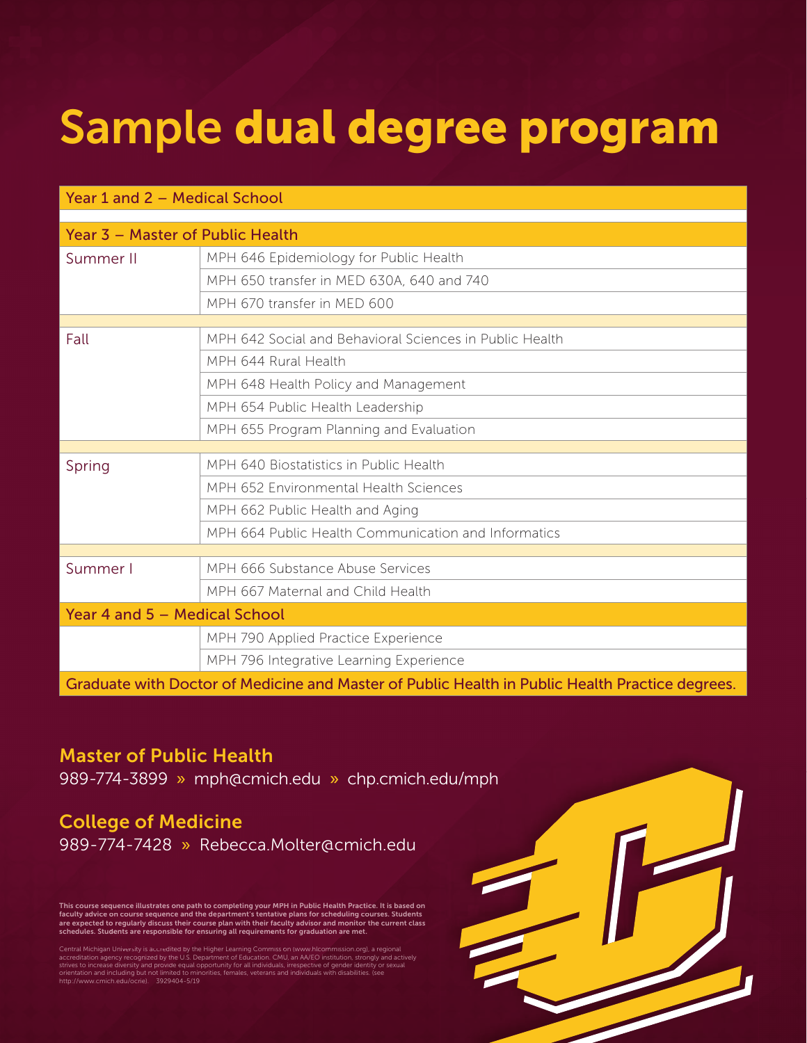# Sample dual degree program

| | |
|---|---|
| **Year 1 and 2 – Medical School** | |
| **Year 3 – Master of Public Health** | |
| Summer II | MPH 646 Epidemiology for Public Health |
| | MPH 650 transfer in MED 630A, 640 and 740 |
| | MPH 670 transfer in MED 600 |
| Fall | MPH 642 Social and Behavioral Sciences in Public Health |
| | MPH 644 Rural Health |
| | MPH 648 Health Policy and Management |
| | MPH 654 Public Health Leadership |
| | MPH 655 Program Planning and Evaluation |
| Spring | MPH 640 Biostatistics in Public Health |
| | MPH 652 Environmental Health Sciences |
| | MPH 662 Public Health and Aging |
| | MPH 664 Public Health Communication and Informatics |
| Summer I | MPH 666 Substance Abuse Services |
| | MPH 667 Maternal and Child Health |
| **Year 4 and 5 – Medical School** | |
| | MPH 790 Applied Practice Experience |
| | MPH 796 Integrative Learning Experience |
| **Graduate with Doctor of Medicine and Master of Public Health in Public Health Practice degrees.** | |

## Master of Public Health

989-774-3899 » mph@cmich.edu » chp.cmich.edu/mph

## College of Medicine

989-774-7428 » Rebecca.Molter@cmich.edu

**This course sequence illustrates one path to completing your MPH in Public Health Practice. It is based on faculty advice on course sequence and the department's tentative plans for scheduling courses. Students are expected to regularly discuss their course plan with their faculty advisor and monitor the current class schedules. Students are responsible for ensuring all requirements for graduation are met.**

Central Michigan University is accredited by the Higher Learning Commission (www.hlcommission.org), a regional accreditation agency recognized by the U.S. Department of Education. CMU, an AA/EO institution, strongly and actively strives to increase diversity and provide equal opportunity for all individuals, irrespective of gender identity or sexual orientation and including but not limited to minorities, females, veterans and individuals with disabilities. (see http://www.cmich.edu/ocrie). 3929404-5/19